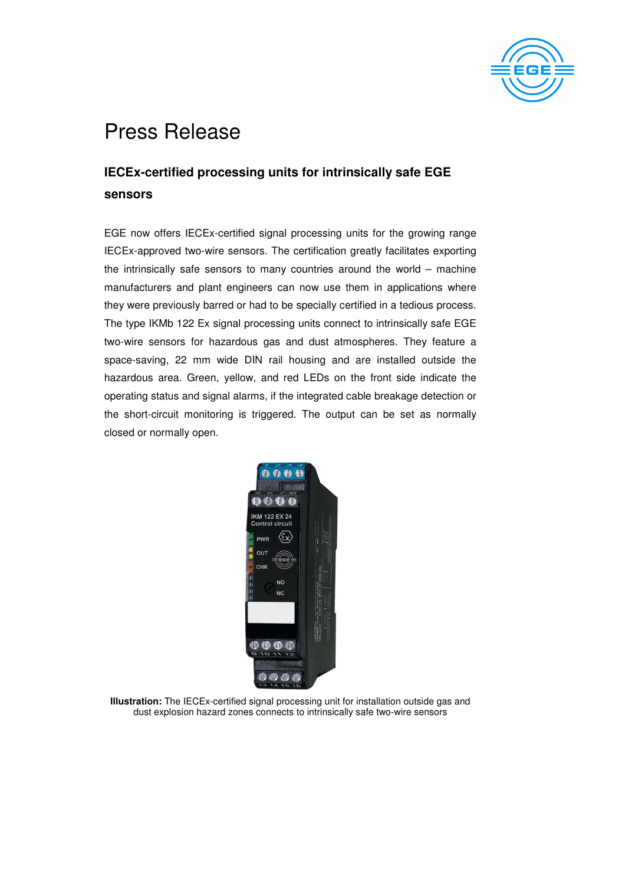# Press Release

## IECEx-certified processing units for intrinsically safe EGE sensors

EGE now offers IECEx-certified signal processing units for the growing range IECEx-approved two-wire sensors. The certification greatly facilitates exporting the intrinsically safe sensors to many countries around the world – machine manufacturers and plant engineers can now use them in applications where they were previously barred or had to be specially certified in a tedious process. The type IKMb 122 Ex signal processing units connect to intrinsically safe EGE two-wire sensors for hazardous gas and dust atmospheres. They feature a space-saving, 22 mm wide DIN rail housing and are installed outside the hazardous area. Green, yellow, and red LEDs on the front side indicate the operating status and signal alarms, if the integrated cable breakage detection or the short-circuit monitoring is triggered. The output can be set as normally closed or normally open.

**Illustration:** The IECEx-certified signal processing unit for installation outside gas and dust explosion hazard zones connects to intrinsically safe two-wire sensors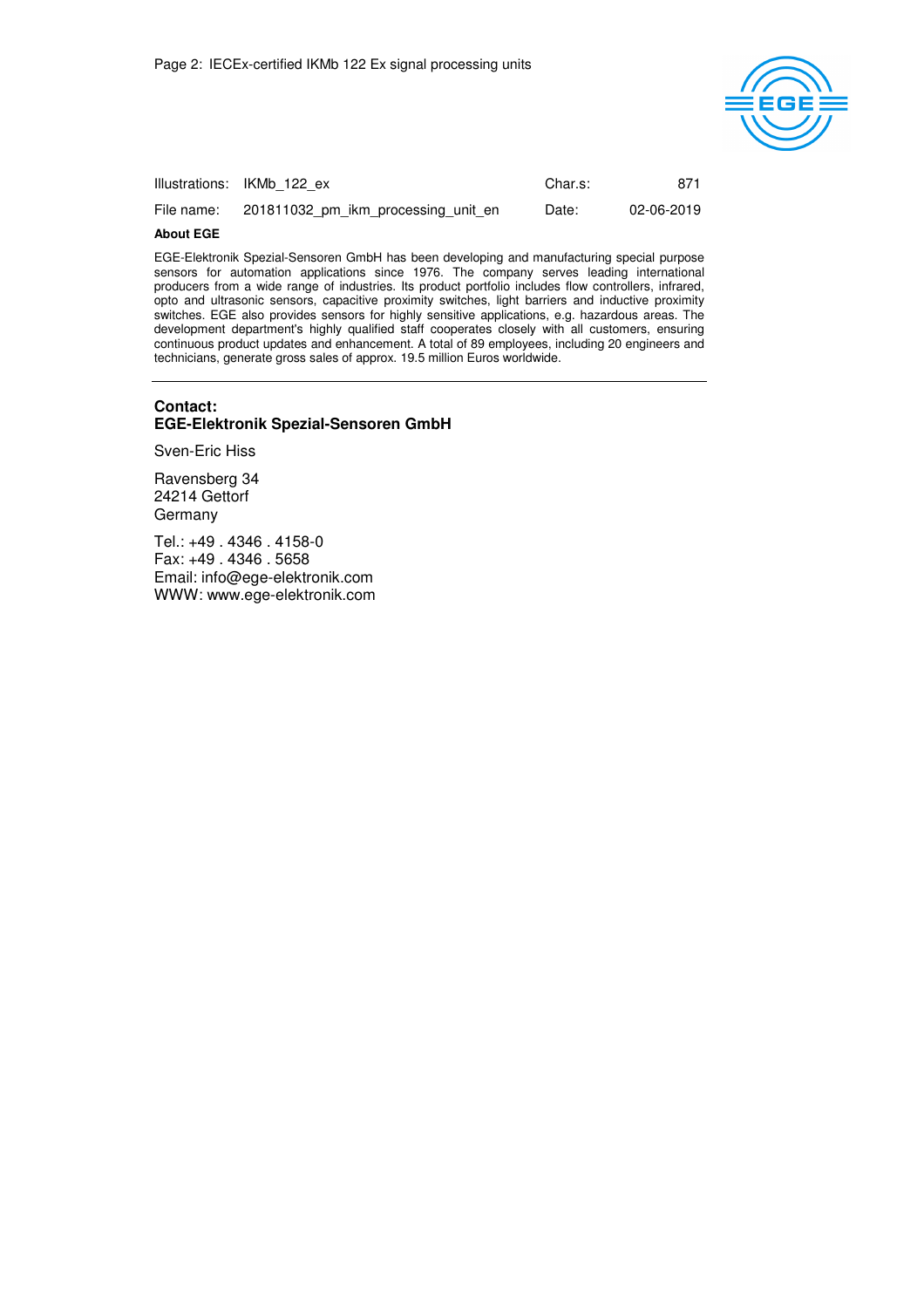| | | | |
|---|---|---|---|
| Illustrations: | IKMb_122_ex | Char.s: | 871 |
| File name: | 201811032_pm_ikm_processing_unit_en | Date: | 02-06-2019 |

**About EGE**

EGE-Elektronik Spezial-Sensoren GmbH has been developing and manufacturing special purpose sensors for automation applications since 1976. The company serves leading international producers from a wide range of industries. Its product portfolio includes flow controllers, infrared, opto and ultrasonic sensors, capacitive proximity switches, light barriers and inductive proximity switches. EGE also provides sensors for highly sensitive applications, e.g. hazardous areas. The development department's highly qualified staff cooperates closely with all customers, ensuring continuous product updates and enhancement. A total of 89 employees, including 20 engineers and technicians, generate gross sales of approx. 19.5 million Euros worldwide.

---

**Contact:**
**EGE-Elektronik Spezial-Sensoren GmbH**

Sven-Eric Hiss

Ravensberg 34
24214 Gettorf
Germany

Tel.: +49 . 4346 . 4158-0
Fax: +49 . 4346 . 5658
Email: info@ege-elektronik.com
WWW: www.ege-elektronik.com